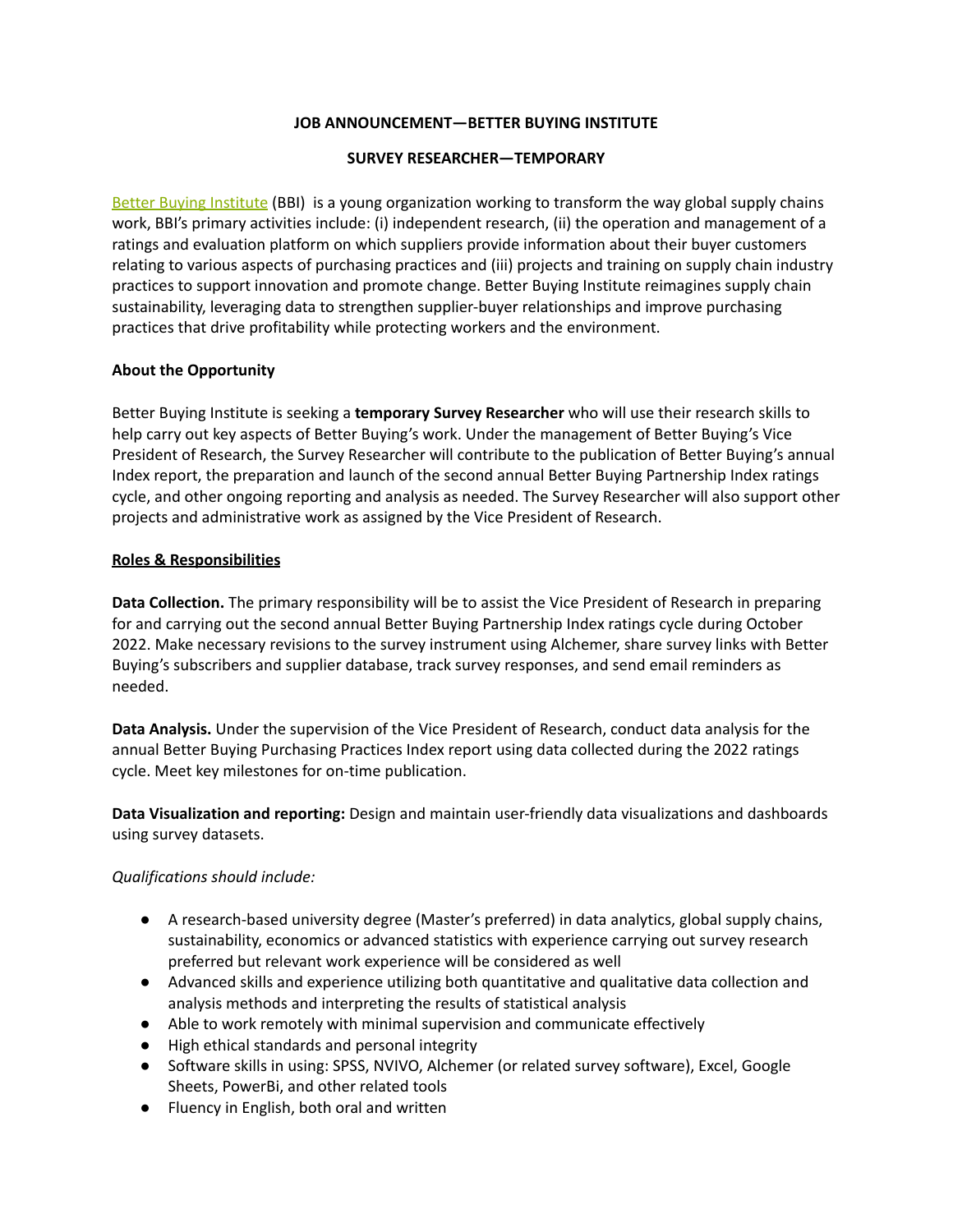**JOB ANNOUNCEMENT—BETTER BUYING INSTITUTE**

**SURVEY RESEARCHER—TEMPORARY**

Better Buying Institute (BBI) is a young organization working to transform the way global supply chains work, BBI's primary activities include: (i) independent research, (ii) the operation and management of a ratings and evaluation platform on which suppliers provide information about their buyer customers relating to various aspects of purchasing practices and (iii) projects and training on supply chain industry practices to support innovation and promote change. Better Buying Institute reimagines supply chain sustainability, leveraging data to strengthen supplier-buyer relationships and improve purchasing practices that drive profitability while protecting workers and the environment.

**About the Opportunity**

Better Buying Institute is seeking a **temporary Survey Researcher** who will use their research skills to help carry out key aspects of Better Buying's work. Under the management of Better Buying's Vice President of Research, the Survey Researcher will contribute to the publication of Better Buying's annual Index report, the preparation and launch of the second annual Better Buying Partnership Index ratings cycle, and other ongoing reporting and analysis as needed. The Survey Researcher will also support other projects and administrative work as assigned by the Vice President of Research.

**Roles & Responsibilities**

**Data Collection.** The primary responsibility will be to assist the Vice President of Research in preparing for and carrying out the second annual Better Buying Partnership Index ratings cycle during October 2022. Make necessary revisions to the survey instrument using Alchemer, share survey links with Better Buying's subscribers and supplier database, track survey responses, and send email reminders as needed.

**Data Analysis.** Under the supervision of the Vice President of Research, conduct data analysis for the annual Better Buying Purchasing Practices Index report using data collected during the 2022 ratings cycle. Meet key milestones for on-time publication.

**Data Visualization and reporting:** Design and maintain user-friendly data visualizations and dashboards using survey datasets.

*Qualifications should include:*

- A research-based university degree (Master's preferred) in data analytics, global supply chains, sustainability, economics or advanced statistics with experience carrying out survey research preferred but relevant work experience will be considered as well
- Advanced skills and experience utilizing both quantitative and qualitative data collection and analysis methods and interpreting the results of statistical analysis
- Able to work remotely with minimal supervision and communicate effectively
- High ethical standards and personal integrity
- Software skills in using: SPSS, NVIVO, Alchemer (or related survey software), Excel, Google Sheets, PowerBi, and other related tools
- Fluency in English, both oral and written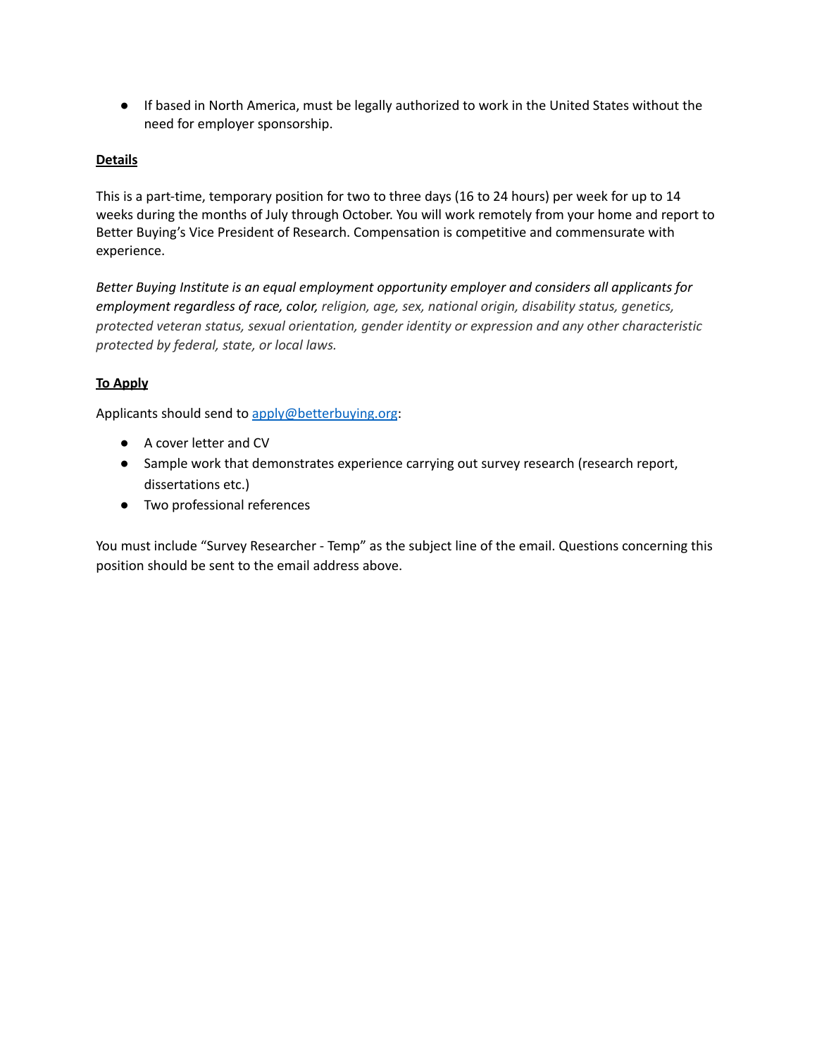- If based in North America, must be legally authorized to work in the United States without the need for employer sponsorship.

**Details**

This is a part-time, temporary position for two to three days (16 to 24 hours) per week for up to 14 weeks during the months of July through October. You will work remotely from your home and report to Better Buying's Vice President of Research. Compensation is competitive and commensurate with experience.

*Better Buying Institute is an equal employment opportunity employer and considers all applicants for employment regardless of race, color, religion, age, sex, national origin, disability status, genetics, protected veteran status, sexual orientation, gender identity or expression and any other characteristic protected by federal, state, or local laws.*

**To Apply**

Applicants should send to apply@betterbuying.org:

- A cover letter and CV
- Sample work that demonstrates experience carrying out survey research (research report, dissertations etc.)
- Two professional references

You must include "Survey Researcher - Temp" as the subject line of the email. Questions concerning this position should be sent to the email address above.